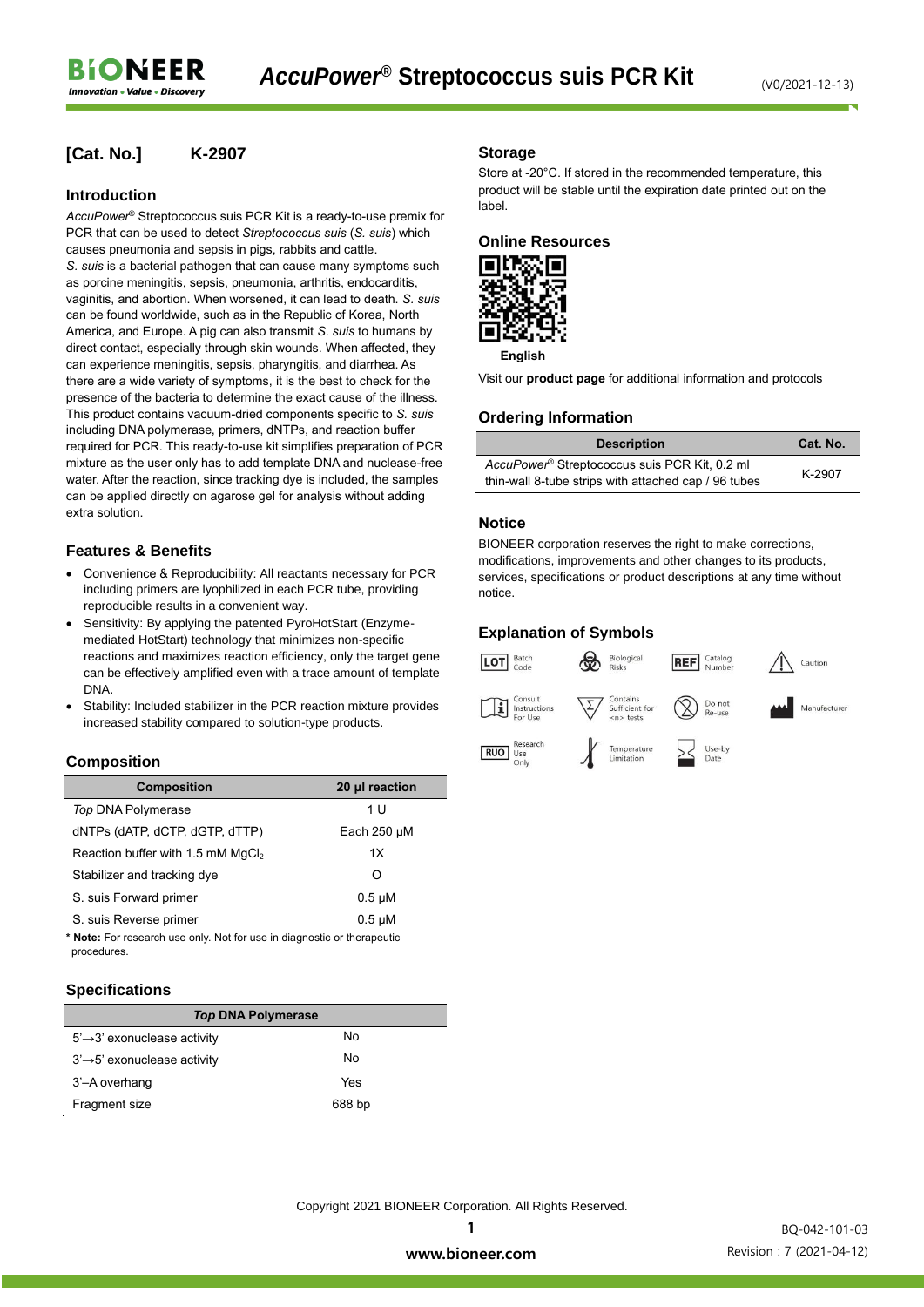# AccuPower® Streptococcus suis PCR Kit

(V0/2021-12-13)

**[Cat. No.]** **K-2907**

## Introduction

*AccuPower®* Streptococcus suis PCR Kit is a ready-to-use premix for PCR that can be used to detect *Streptococcus suis* (*S. suis*) which causes pneumonia and sepsis in pigs, rabbits and cattle.
*S. suis* is a bacterial pathogen that can cause many symptoms such as porcine meningitis, sepsis, pneumonia, arthritis, endocarditis, vaginitis, and abortion. When worsened, it can lead to death. *S. suis* can be found worldwide, such as in the Republic of Korea, North America, and Europe. A pig can also transmit *S. suis* to humans by direct contact, especially through skin wounds. When affected, they can experience meningitis, sepsis, pharyngitis, and diarrhea. As there are a wide variety of symptoms, it is the best to check for the presence of the bacteria to determine the exact cause of the illness.
This product contains vacuum-dried components specific to *S. suis* including DNA polymerase, primers, dNTPs, and reaction buffer required for PCR. This ready-to-use kit simplifies preparation of PCR mixture as the user only has to add template DNA and nuclease-free water. After the reaction, since tracking dye is included, the samples can be applied directly on agarose gel for analysis without adding extra solution.

## Features & Benefits

- Convenience & Reproducibility: All reactants necessary for PCR including primers are lyophilized in each PCR tube, providing reproducible results in a convenient way.
- Sensitivity: By applying the patented PyroHotStart (Enzyme-mediated HotStart) technology that minimizes non-specific reactions and maximizes reaction efficiency, only the target gene can be effectively amplified even with a trace amount of template DNA.
- Stability: Included stabilizer in the PCR reaction mixture provides increased stability compared to solution-type products.

## Composition

| Composition | 20 µl reaction |
|---|---|
| *Top* DNA Polymerase | 1 U |
| dNTPs (dATP, dCTP, dGTP, dTTP) | Each 250 µM |
| Reaction buffer with 1.5 mM $MgCl_2$ | 1X |
| Stabilizer and tracking dye | O |
| S. suis Forward primer | 0.5 µM |
| S. suis Reverse primer | 0.5 µM |

\* **Note:** For research use only. Not for use in diagnostic or therapeutic procedures.

## Specifications

| *Top* DNA Polymerase | |
|---|---|
| 5'→3' exonuclease activity | No |
| 3'→5' exonuclease activity | No |
| 3'–A overhang | Yes |
| Fragment size | 688 bp |

## Storage

Store at -20°C. If stored in the recommended temperature, this product will be stable until the expiration date printed out on the label.

## Online Resources

English

Visit our **product page** for additional information and protocols

## Ordering Information

| Description | Cat. No. |
|---|---|
| *AccuPower®* Streptococcus suis PCR Kit, 0.2 ml thin-wall 8-tube strips with attached cap / 96 tubes | K-2907 |

## Notice

BIONEER corporation reserves the right to make corrections, modifications, improvements and other changes to its products, services, specifications or product descriptions at any time without notice.

## Explanation of Symbols

| Symbol | Meaning |
|---|---|
| LOT | Batch Code |
| | Biological Risks |
| REF | Catalog Number |
| | Caution |
| | Consult Instructions For Use |
| | Contains Sufficient for <n> tests |
| | Do not Re-use |
| | Manufacturer |
| RUO | Research Use Only |
| | Temperature Limitation |
| | Use-by Date |

Copyright 2021 BIONEER Corporation. All Rights Reserved.

www.bioneer.com

BQ-042-101-03
Revision : 7 (2021-04-12)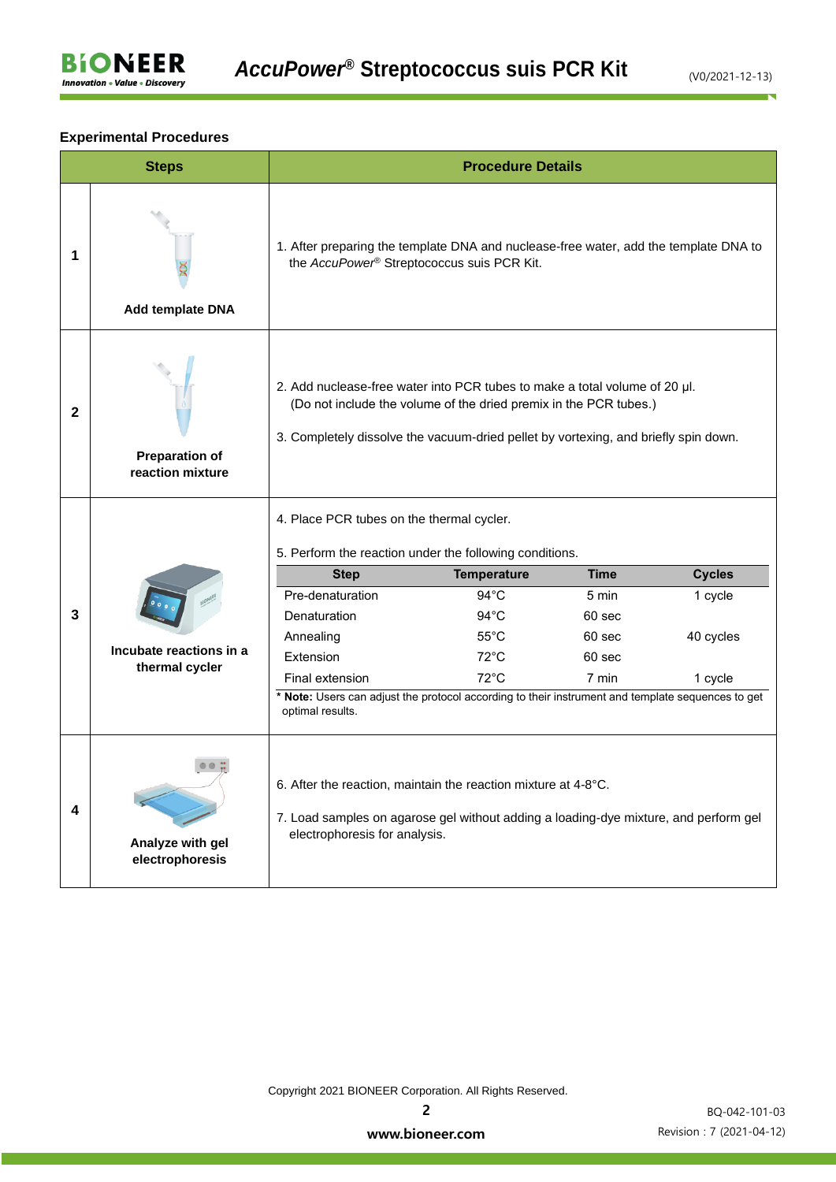## Experimental Procedures

| Steps | | Procedure Details |
|---|---|---|
| 1 | Add template DNA | 1. After preparing the template DNA and nuclease-free water, add the template DNA to the *AccuPower*® Streptococcus suis PCR Kit. |
| 2 | Preparation of reaction mixture | 2. Add nuclease-free water into PCR tubes to make a total volume of 20 µl. (Do not include the volume of the dried premix in the PCR tubes.)<br><br>3. Completely dissolve the vacuum-dried pellet by vortexing, and briefly spin down. |
| 3 | Incubate reactions in a thermal cycler | 4. Place PCR tubes on the thermal cycler.<br><br>5. Perform the reaction under the following conditions.<br><br>**Step** / **Temperature** / **Time** / **Cycles**<br>Pre-denaturation / 94°C / 5 min / 1 cycle<br>Denaturation / 94°C / 60 sec / 40 cycles<br>Annealing / 55°C / 60 sec / 40 cycles<br>Extension / 72°C / 60 sec / 40 cycles<br>Final extension / 72°C / 7 min / 1 cycle<br><br>* **Note:** Users can adjust the protocol according to their instrument and template sequences to get optimal results. |
| 4 | Analyze with gel electrophoresis | 6. After the reaction, maintain the reaction mixture at 4-8°C.<br><br>7. Load samples on agarose gel without adding a loading-dye mixture, and perform gel electrophoresis for analysis. |

Copyright 2021 BIONEER Corporation. All Rights Reserved.

www.bioneer.com

BQ-042-101-03
Revision : 7 (2021-04-12)